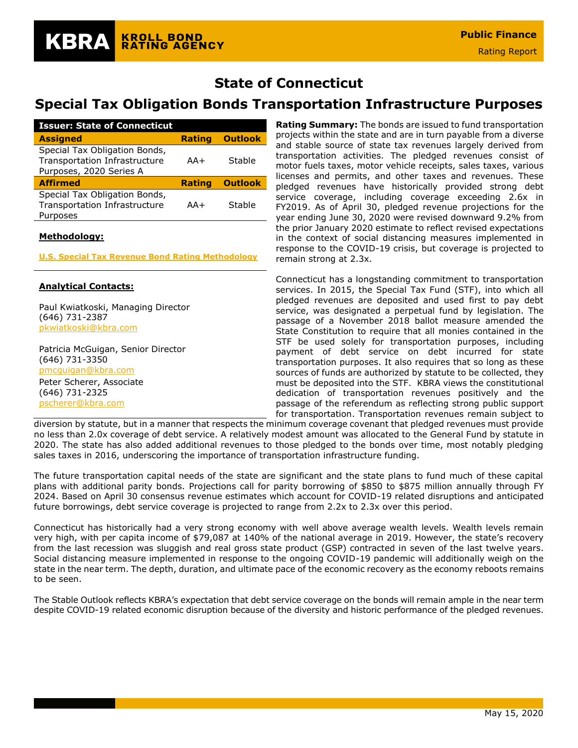# State of Connecticut

## Special Tax Obligation Bonds Transportation Infrastructure Purposes

| Issuer: State of Connecticut | | |
|---|---|---|
| **Assigned** | **Rating** | **Outlook** |
| Special Tax Obligation Bonds, Transportation Infrastructure Purposes, 2020 Series A | AA+ | Stable |
| **Affirmed** | **Rating** | **Outlook** |
| Special Tax Obligation Bonds, Transportation Infrastructure Purposes | AA+ | Stable |

**Methodology:**

U.S. Special Tax Revenue Bond Rating Methodology

**Analytical Contacts:**

Paul Kwiatkoski, Managing Director
(646) 731-2387
pkwiatkoski@kbra.com

Patricia McGuigan, Senior Director
(646) 731-3350
pmcguigan@kbra.com

Peter Scherer, Associate
(646) 731-2325
pscherer@kbra.com

**Rating Summary:** The bonds are issued to fund transportation projects within the state and are in turn payable from a diverse and stable source of state tax revenues largely derived from transportation activities. The pledged revenues consist of motor fuels taxes, motor vehicle receipts, sales taxes, various licenses and permits, and other taxes and revenues. These pledged revenues have historically provided strong debt service coverage, including coverage exceeding 2.6x in FY2019. As of April 30, pledged revenue projections for the year ending June 30, 2020 were revised downward 9.2% from the prior January 2020 estimate to reflect revised expectations in the context of social distancing measures implemented in response to the COVID-19 crisis, but coverage is projected to remain strong at 2.3x.

Connecticut has a longstanding commitment to transportation services. In 2015, the Special Tax Fund (STF), into which all pledged revenues are deposited and used first to pay debt service, was designated a perpetual fund by legislation. The passage of a November 2018 ballot measure amended the State Constitution to require that all monies contained in the STF be used solely for transportation purposes, including payment of debt service on debt incurred for state transportation purposes. It also requires that so long as these sources of funds are authorized by statute to be collected, they must be deposited into the STF. KBRA views the constitutional dedication of transportation revenues positively and the passage of the referendum as reflecting strong public support for transportation. Transportation revenues remain subject to diversion by statute, but in a manner that respects the minimum coverage covenant that pledged revenues must provide no less than 2.0x coverage of debt service. A relatively modest amount was allocated to the General Fund by statute in 2020. The state has also added additional revenues to those pledged to the bonds over time, most notably pledging sales taxes in 2016, underscoring the importance of transportation infrastructure funding.

The future transportation capital needs of the state are significant and the state plans to fund much of these capital plans with additional parity bonds. Projections call for parity borrowing of $850 to $875 million annually through FY 2024. Based on April 30 consensus revenue estimates which account for COVID-19 related disruptions and anticipated future borrowings, debt service coverage is projected to range from 2.2x to 2.3x over this period.

Connecticut has historically had a very strong economy with well above average wealth levels. Wealth levels remain very high, with per capita income of $79,087 at 140% of the national average in 2019. However, the state's recovery from the last recession was sluggish and real gross state product (GSP) contracted in seven of the last twelve years. Social distancing measure implemented in response to the ongoing COVID-19 pandemic will additionally weigh on the state in the near term. The depth, duration, and ultimate pace of the economic recovery as the economy reboots remains to be seen.

The Stable Outlook reflects KBRA's expectation that debt service coverage on the bonds will remain ample in the near term despite COVID-19 related economic disruption because of the diversity and historic performance of the pledged revenues.

May 15, 2020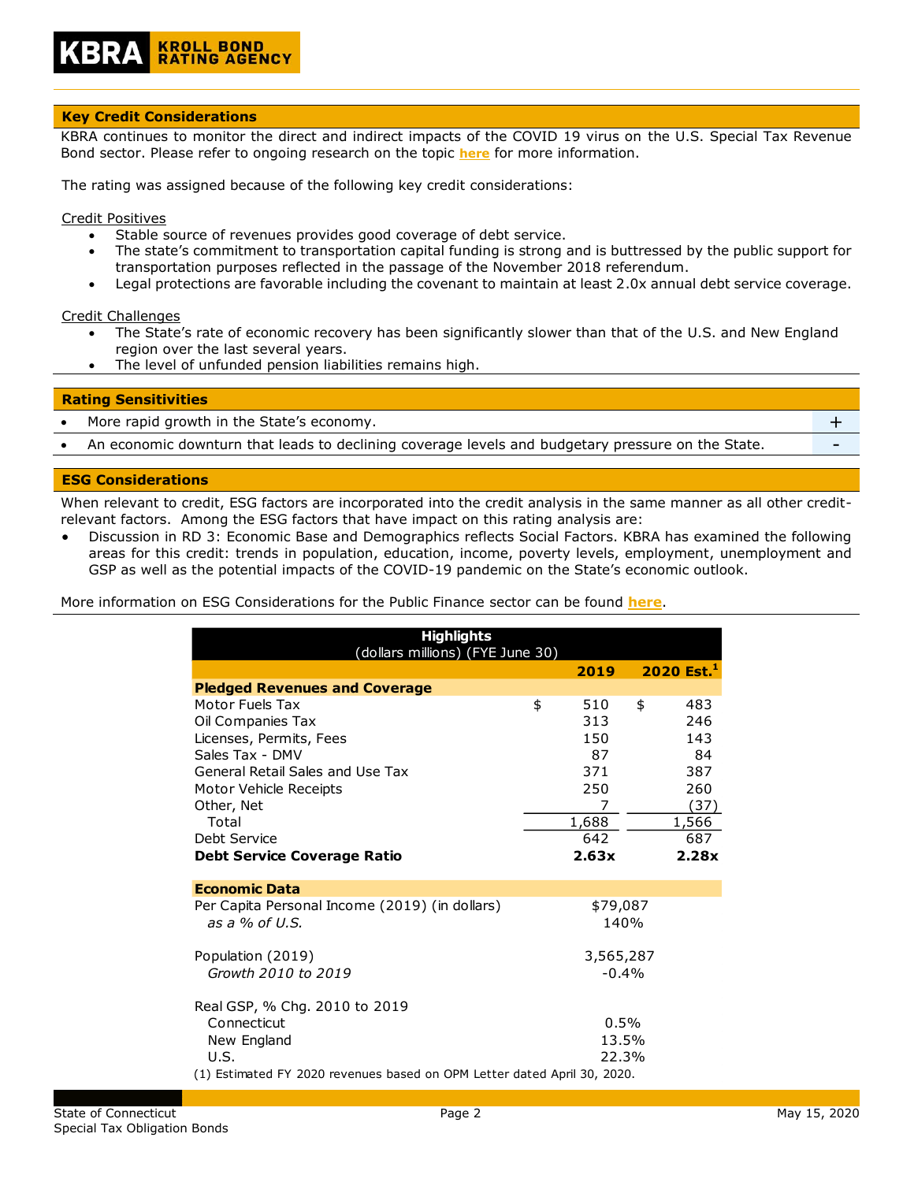## Key Credit Considerations

KBRA continues to monitor the direct and indirect impacts of the COVID 19 virus on the U.S. Special Tax Revenue Bond sector. Please refer to ongoing research on the topic **here** for more information.

The rating was assigned because of the following key credit considerations:

Credit Positives

- Stable source of revenues provides good coverage of debt service.
- The state's commitment to transportation capital funding is strong and is buttressed by the public support for transportation purposes reflected in the passage of the November 2018 referendum.
- Legal protections are favorable including the covenant to maintain at least 2.0x annual debt service coverage.

Credit Challenges

- The State's rate of economic recovery has been significantly slower than that of the U.S. and New England region over the last several years.
- The level of unfunded pension liabilities remains high.

## Rating Sensitivities

| | |
|---|---|
| • More rapid growth in the State's economy. | + |
| • An economic downturn that leads to declining coverage levels and budgetary pressure on the State. | - |

## ESG Considerations

When relevant to credit, ESG factors are incorporated into the credit analysis in the same manner as all other credit-relevant factors. Among the ESG factors that have impact on this rating analysis are:

- Discussion in RD 3: Economic Base and Demographics reflects Social Factors. KBRA has examined the following areas for this credit: trends in population, education, income, poverty levels, employment, unemployment and GSP as well as the potential impacts of the COVID-19 pandemic on the State's economic outlook.

More information on ESG Considerations for the Public Finance sector can be found **here**.

| Highlights (dollars millions) (FYE June 30) | 2019 | 2020 Est.[1] |
|---|---|---|
| **Pledged Revenues and Coverage** | | |
| Motor Fuels Tax | $ 510 | $ 483 |
| Oil Companies Tax | 313 | 246 |
| Licenses, Permits, Fees | 150 | 143 |
| Sales Tax - DMV | 87 | 84 |
| General Retail Sales and Use Tax | 371 | 387 |
| Motor Vehicle Receipts | 250 | 260 |
| Other, Net | 7 | (37) |
| Total | 1,688 | 1,566 |
| Debt Service | 642 | 687 |
| **Debt Service Coverage Ratio** | **2.63x** | **2.28x** |
| **Economic Data** | | |
| Per Capita Personal Income (2019) (in dollars) | $79,087 | |
| *as a % of U.S.* | 140% | |
| Population (2019) | 3,565,287 | |
| *Growth 2010 to 2019* | -0.4% | |
| Real GSP, % Chg. 2010 to 2019 | | |
| Connecticut | 0.5% | |
| New England | 13.5% | |
| U.S. | 22.3% | |

(1) Estimated FY 2020 revenues based on OPM Letter dated April 30, 2020.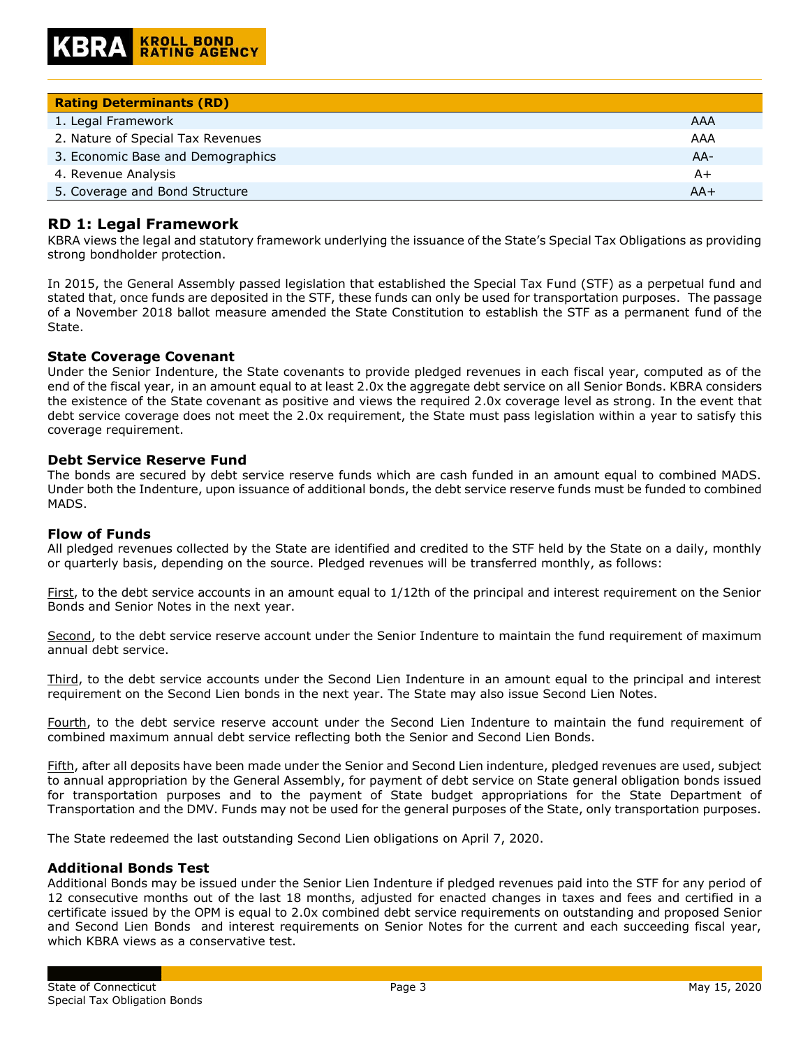| Rating Determinants (RD) | |
|---|---|
| 1. Legal Framework | AAA |
| 2. Nature of Special Tax Revenues | AAA |
| 3. Economic Base and Demographics | AA- |
| 4. Revenue Analysis | A+ |
| 5. Coverage and Bond Structure | AA+ |

## RD 1: Legal Framework

KBRA views the legal and statutory framework underlying the issuance of the State's Special Tax Obligations as providing strong bondholder protection.

In 2015, the General Assembly passed legislation that established the Special Tax Fund (STF) as a perpetual fund and stated that, once funds are deposited in the STF, these funds can only be used for transportation purposes. The passage of a November 2018 ballot measure amended the State Constitution to establish the STF as a permanent fund of the State.

### State Coverage Covenant

Under the Senior Indenture, the State covenants to provide pledged revenues in each fiscal year, computed as of the end of the fiscal year, in an amount equal to at least 2.0x the aggregate debt service on all Senior Bonds. KBRA considers the existence of the State covenant as positive and views the required 2.0x coverage level as strong. In the event that debt service coverage does not meet the 2.0x requirement, the State must pass legislation within a year to satisfy this coverage requirement.

### Debt Service Reserve Fund

The bonds are secured by debt service reserve funds which are cash funded in an amount equal to combined MADS. Under both the Indenture, upon issuance of additional bonds, the debt service reserve funds must be funded to combined MADS.

### Flow of Funds

All pledged revenues collected by the State are identified and credited to the STF held by the State on a daily, monthly or quarterly basis, depending on the source. Pledged revenues will be transferred monthly, as follows:

First, to the debt service accounts in an amount equal to 1/12th of the principal and interest requirement on the Senior Bonds and Senior Notes in the next year.

Second, to the debt service reserve account under the Senior Indenture to maintain the fund requirement of maximum annual debt service.

Third, to the debt service accounts under the Second Lien Indenture in an amount equal to the principal and interest requirement on the Second Lien bonds in the next year. The State may also issue Second Lien Notes.

Fourth, to the debt service reserve account under the Second Lien Indenture to maintain the fund requirement of combined maximum annual debt service reflecting both the Senior and Second Lien Bonds.

Fifth, after all deposits have been made under the Senior and Second Lien indenture, pledged revenues are used, subject to annual appropriation by the General Assembly, for payment of debt service on State general obligation bonds issued for transportation purposes and to the payment of State budget appropriations for the State Department of Transportation and the DMV. Funds may not be used for the general purposes of the State, only transportation purposes.

The State redeemed the last outstanding Second Lien obligations on April 7, 2020.

### Additional Bonds Test

Additional Bonds may be issued under the Senior Lien Indenture if pledged revenues paid into the STF for any period of 12 consecutive months out of the last 18 months, adjusted for enacted changes in taxes and fees and certified in a certificate issued by the OPM is equal to 2.0x combined debt service requirements on outstanding and proposed Senior and Second Lien Bonds and interest requirements on Senior Notes for the current and each succeeding fiscal year, which KBRA views as a conservative test.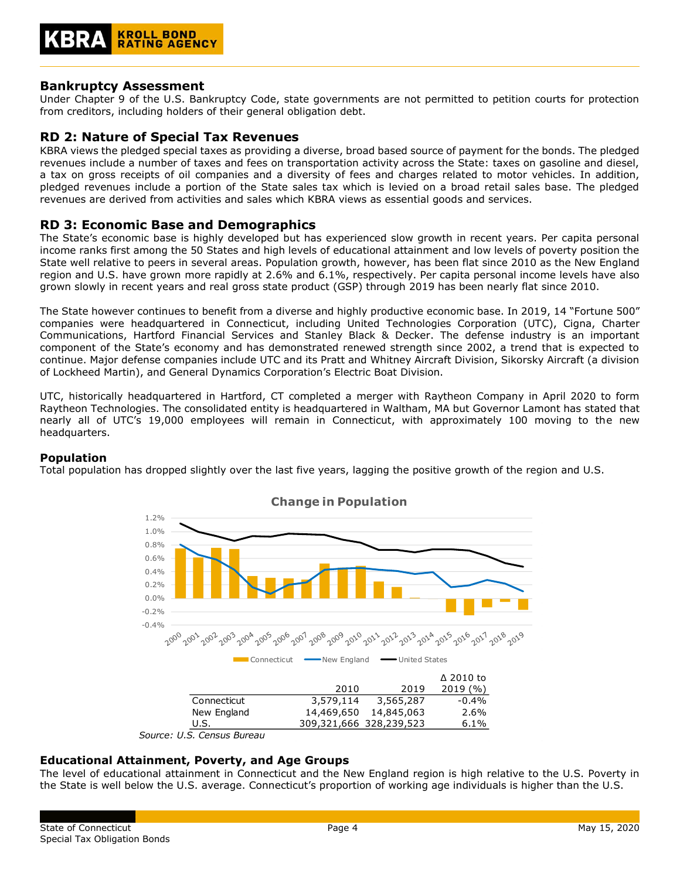## Bankruptcy Assessment

Under Chapter 9 of the U.S. Bankruptcy Code, state governments are not permitted to petition courts for protection from creditors, including holders of their general obligation debt.

## RD 2: Nature of Special Tax Revenues

KBRA views the pledged special taxes as providing a diverse, broad based source of payment for the bonds. The pledged revenues include a number of taxes and fees on transportation activity across the State: taxes on gasoline and diesel, a tax on gross receipts of oil companies and a diversity of fees and charges related to motor vehicles. In addition, pledged revenues include a portion of the State sales tax which is levied on a broad retail sales base. The pledged revenues are derived from activities and sales which KBRA views as essential goods and services.

## RD 3: Economic Base and Demographics

The State's economic base is highly developed but has experienced slow growth in recent years. Per capita personal income ranks first among the 50 States and high levels of educational attainment and low levels of poverty position the State well relative to peers in several areas. Population growth, however, has been flat since 2010 as the New England region and U.S. have grown more rapidly at 2.6% and 6.1%, respectively. Per capita personal income levels have also grown slowly in recent years and real gross state product (GSP) through 2019 has been nearly flat since 2010.

The State however continues to benefit from a diverse and highly productive economic base. In 2019, 14 "Fortune 500" companies were headquartered in Connecticut, including United Technologies Corporation (UTC), Cigna, Charter Communications, Hartford Financial Services and Stanley Black & Decker. The defense industry is an important component of the State's economy and has demonstrated renewed strength since 2002, a trend that is expected to continue. Major defense companies include UTC and its Pratt and Whitney Aircraft Division, Sikorsky Aircraft (a division of Lockheed Martin), and General Dynamics Corporation's Electric Boat Division.

UTC, historically headquartered in Hartford, CT completed a merger with Raytheon Company in April 2020 to form Raytheon Technologies. The consolidated entity is headquartered in Waltham, MA but Governor Lamont has stated that nearly all of UTC's 19,000 employees will remain in Connecticut, with approximately 100 moving to the new headquarters.

### Population

Total population has dropped slightly over the last five years, lagging the positive growth of the region and U.S.

**Change in Population**

| | 2010 | 2019 | Δ 2010 to 2019 (%) |
|---|---|---|---|
| Connecticut | 3,579,114 | 3,565,287 | -0.4% |
| New England | 14,469,650 | 14,845,063 | 2.6% |
| U.S. | 309,321,666 | 328,239,523 | 6.1% |

*Source: U.S. Census Bureau*

### Educational Attainment, Poverty, and Age Groups

The level of educational attainment in Connecticut and the New England region is high relative to the U.S. Poverty in the State is well below the U.S. average. Connecticut's proportion of working age individuals is higher than the U.S.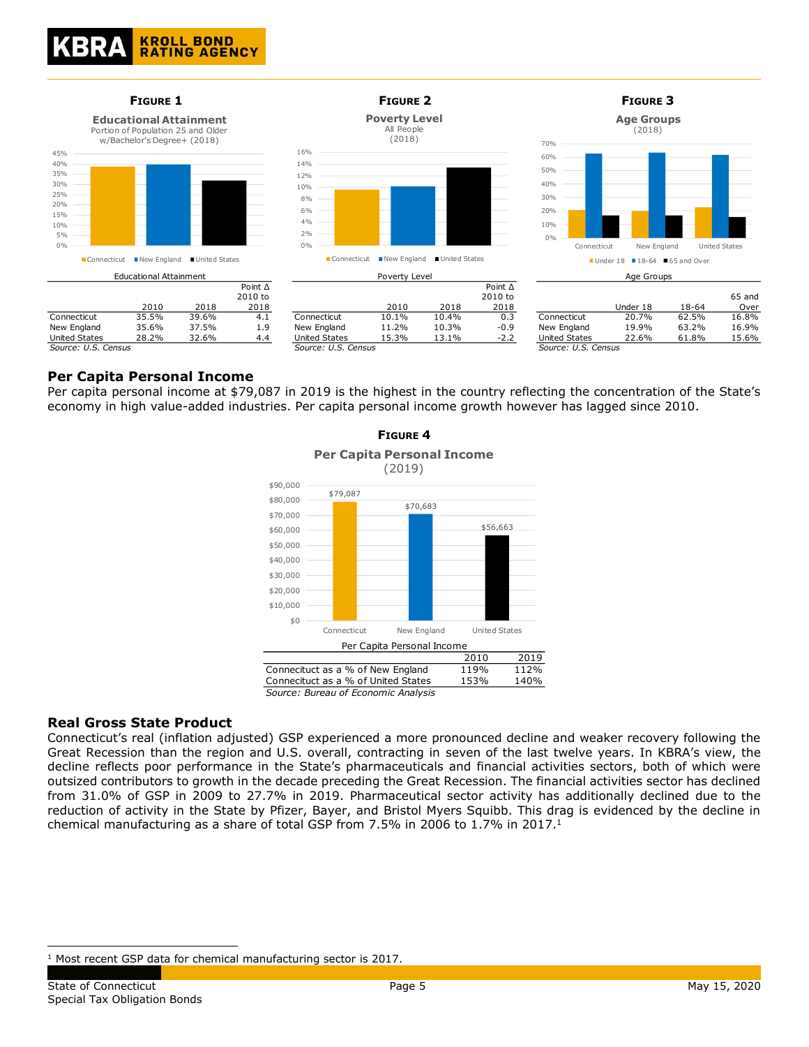**Figure 1**

**Educational Attainment**
Portion of Population 25 and Older w/Bachelor's Degree+ (2018)

Educational Attainment

| | 2010 | 2018 | Point Δ 2010 to 2018 |
|---|---|---|---|
| Connecticut | 35.5% | 39.6% | 4.1 |
| New England | 35.6% | 37.5% | 1.9 |
| United States | 28.2% | 32.6% | 4.4 |

*Source: U.S. Census*

**Figure 2**

**Poverty Level**
All People (2018)

Poverty Level

| | 2010 | 2018 | Point Δ 2010 to 2018 |
|---|---|---|---|
| Connecticut | 10.1% | 10.4% | 0.3 |
| New England | 11.2% | 10.3% | -0.9 |
| United States | 15.3% | 13.1% | -2.2 |

*Source: U.S. Census*

**Figure 3**

**Age Groups**
(2018)

Age Groups

| | Under 18 | 18-64 | 65 and Over |
|---|---|---|---|
| Connecticut | 20.7% | 62.5% | 16.8% |
| New England | 19.9% | 63.2% | 16.9% |
| United States | 22.6% | 61.8% | 15.6% |

*Source: U.S. Census*

## Per Capita Personal Income

Per capita personal income at $79,087 in 2019 is the highest in the country reflecting the concentration of the State's economy in high value-added industries. Per capita personal income growth however has lagged since 2010.

**Figure 4**

**Per Capita Personal Income**
(2019)

Connecticut: $79,087; New England: $70,683; United States: $56,663

Per Capita Personal Income

| | 2010 | 2019 |
|---|---|---|
| Connecitcut as a % of New England | 119% | 112% |
| Connecitcut as a % of United States | 153% | 140% |

*Source: Bureau of Economic Analysis*

## Real Gross State Product

Connecticut's real (inflation adjusted) GSP experienced a more pronounced decline and weaker recovery following the Great Recession than the region and U.S. overall, contracting in seven of the last twelve years. In KBRA's view, the decline reflects poor performance in the State's pharmaceuticals and financial activities sectors, both of which were outsized contributors to growth in the decade preceding the Great Recession. The financial activities sector has declined from 31.0% of GSP in 2009 to 27.7% in 2019. Pharmaceutical sector activity has additionally declined due to the reduction of activity in the State by Pfizer, Bayer, and Bristol Myers Squibb. This drag is evidenced by the decline in chemical manufacturing as a share of total GSP from 7.5% in 2006 to 1.7% in 2017.[1]

[1] Most recent GSP data for chemical manufacturing sector is 2017.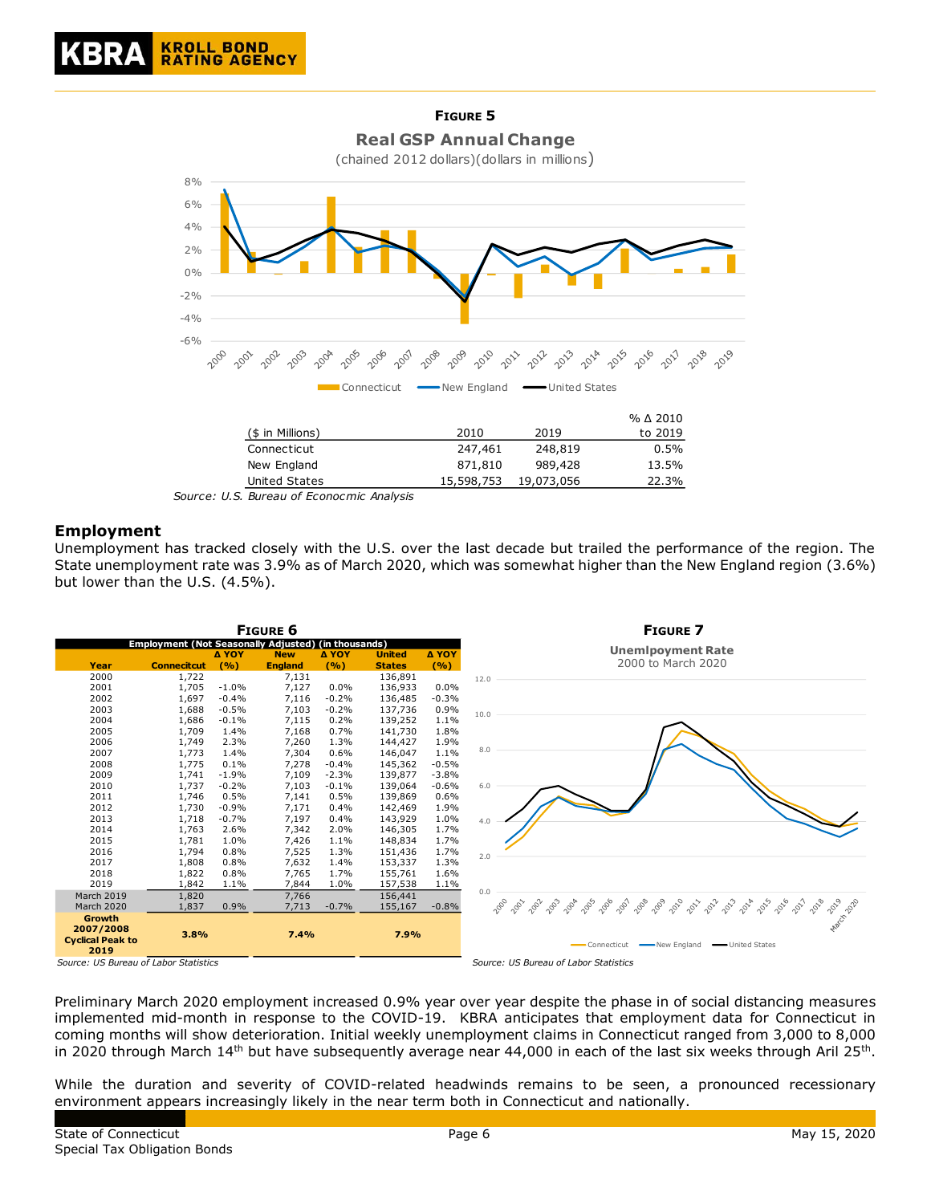**FIGURE 5**

**Real GSP Annual Change**

(chained 2012 dollars)(dollars in millions)

| ($ in Millions) | 2010 | 2019 | % Δ 2010 to 2019 |
|---|---|---|---|
| Connecticut | 247,461 | 248,819 | 0.5% |
| New England | 871,810 | 989,428 | 13.5% |
| United States | 15,598,753 | 19,073,056 | 22.3% |

*Source: U.S. Bureau of Econocmic Analysis*

## Employment

Unemployment has tracked closely with the U.S. over the last decade but trailed the performance of the region. The State unemployment rate was 3.9% as of March 2020, which was somewhat higher than the New England region (3.6%) but lower than the U.S. (4.5%).

**FIGURE 6**

**Employment (Not Seasonally Adjusted) (in thousands)**

| Year | Connecitcut | Δ YOY (%) | New England | Δ YOY (%) | United States | Δ YOY (%) |
|---|---|---|---|---|---|---|
| 2000 | 1,722 | | 7,131 | | 136,891 | |
| 2001 | 1,705 | -1.0% | 7,127 | 0.0% | 136,933 | 0.0% |
| 2002 | 1,697 | -0.4% | 7,116 | -0.2% | 136,485 | -0.3% |
| 2003 | 1,688 | -0.5% | 7,103 | -0.2% | 137,736 | 0.9% |
| 2004 | 1,686 | -0.1% | 7,115 | 0.2% | 139,252 | 1.1% |
| 2005 | 1,709 | 1.4% | 7,168 | 0.7% | 141,730 | 1.8% |
| 2006 | 1,749 | 2.3% | 7,260 | 1.3% | 144,427 | 1.9% |
| 2007 | 1,773 | 1.4% | 7,304 | 0.6% | 146,047 | 1.1% |
| 2008 | 1,775 | 0.1% | 7,278 | -0.4% | 145,362 | -0.5% |
| 2009 | 1,741 | -1.9% | 7,109 | -2.3% | 139,877 | -3.8% |
| 2010 | 1,737 | -0.2% | 7,103 | -0.1% | 139,064 | -0.6% |
| 2011 | 1,746 | 0.5% | 7,141 | 0.5% | 139,869 | 0.6% |
| 2012 | 1,730 | -0.9% | 7,171 | 0.4% | 142,469 | 1.9% |
| 2013 | 1,718 | -0.7% | 7,197 | 0.4% | 143,929 | 1.0% |
| 2014 | 1,763 | 2.6% | 7,342 | 2.0% | 146,305 | 1.7% |
| 2015 | 1,781 | 1.0% | 7,426 | 1.1% | 148,834 | 1.7% |
| 2016 | 1,794 | 0.8% | 7,525 | 1.3% | 151,436 | 1.7% |
| 2017 | 1,808 | 0.8% | 7,632 | 1.4% | 153,337 | 1.3% |
| 2018 | 1,822 | 0.8% | 7,765 | 1.7% | 155,761 | 1.6% |
| 2019 | 1,842 | 1.1% | 7,844 | 1.0% | 157,538 | 1.1% |
| March 2019 | 1,820 | | 7,766 | | 156,441 | |
| March 2020 | 1,837 | 0.9% | 7,713 | -0.7% | 155,167 | -0.8% |
| **Growth 2007/2008 Cyclical Peak to 2019** | **3.8%** | | **7.4%** | | **7.9%** | |

*Source: US Bureau of Labor Statistics*

**FIGURE 7**

**Unemlpoyment Rate**

2000 to March 2020

*Source: US Bureau of Labor Statistics*

Preliminary March 2020 employment increased 0.9% year over year despite the phase in of social distancing measures implemented mid-month in response to the COVID-19. KBRA anticipates that employment data for Connecticut in coming months will show deterioration. Initial weekly unemployment claims in Connecticut ranged from 3,000 to 8,000 in 2020 through March 14th but have subsequently average near 44,000 in each of the last six weeks through Aril 25th.

While the duration and severity of COVID-related headwinds remains to be seen, a pronounced recessionary environment appears increasingly likely in the near term both in Connecticut and nationally.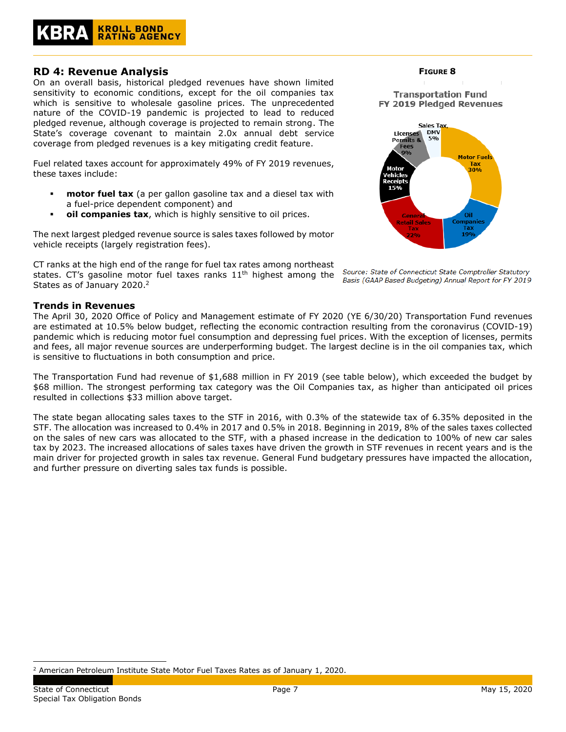## RD 4: Revenue Analysis

On an overall basis, historical pledged revenues have shown limited sensitivity to economic conditions, except for the oil companies tax which is sensitive to wholesale gasoline prices. The unprecedented nature of the COVID-19 pandemic is projected to lead to reduced pledged revenue, although coverage is projected to remain strong. The State's coverage covenant to maintain 2.0x annual debt service coverage from pledged revenues is a key mitigating credit feature.

Fuel related taxes account for approximately 49% of FY 2019 revenues, these taxes include:

- **motor fuel tax** (a per gallon gasoline tax and a diesel tax with a fuel-price dependent component) and
- **oil companies tax**, which is highly sensitive to oil prices.

The next largest pledged revenue source is sales taxes followed by motor vehicle receipts (largely registration fees).

CT ranks at the high end of the range for fuel tax rates among northeast states. CT's gasoline motor fuel taxes ranks 11th highest among the States as of January 2020.[2]

**Figure 8**

**Transportation Fund FY 2019 Pledged Revenues**

| Revenue Source | Share |
|---|---|
| Motor Fuels Tax | 30% |
| Oil Companies Tax | 19% |
| General Retail Sales Tax | 22% |
| Motor Vehicles Receipts | 15% |
| Licenses Permits & Fees | 9% |
| Sales Tax, DMV | 5% |

*Source: State of Connecticut State Comptroller Statutory Basis (GAAP Based Budgeting) Annual Report for FY 2019*

### Trends in Revenues

The April 30, 2020 Office of Policy and Management estimate of FY 2020 (YE 6/30/20) Transportation Fund revenues are estimated at 10.5% below budget, reflecting the economic contraction resulting from the coronavirus (COVID-19) pandemic which is reducing motor fuel consumption and depressing fuel prices. With the exception of licenses, permits and fees, all major revenue sources are underperforming budget. The largest decline is in the oil companies tax, which is sensitive to fluctuations in both consumption and price.

The Transportation Fund had revenue of $1,688 million in FY 2019 (see table below), which exceeded the budget by $68 million. The strongest performing tax category was the Oil Companies tax, as higher than anticipated oil prices resulted in collections $33 million above target.

The state began allocating sales taxes to the STF in 2016, with 0.3% of the statewide tax of 6.35% deposited in the STF. The allocation was increased to 0.4% in 2017 and 0.5% in 2018. Beginning in 2019, 8% of the sales taxes collected on the sales of new cars was allocated to the STF, with a phased increase in the dedication to 100% of new car sales tax by 2023. The increased allocations of sales taxes have driven the growth in STF revenues in recent years and is the main driver for projected growth in sales tax revenue. General Fund budgetary pressures have impacted the allocation, and further pressure on diverting sales tax funds is possible.

---

[2] American Petroleum Institute State Motor Fuel Taxes Rates as of January 1, 2020.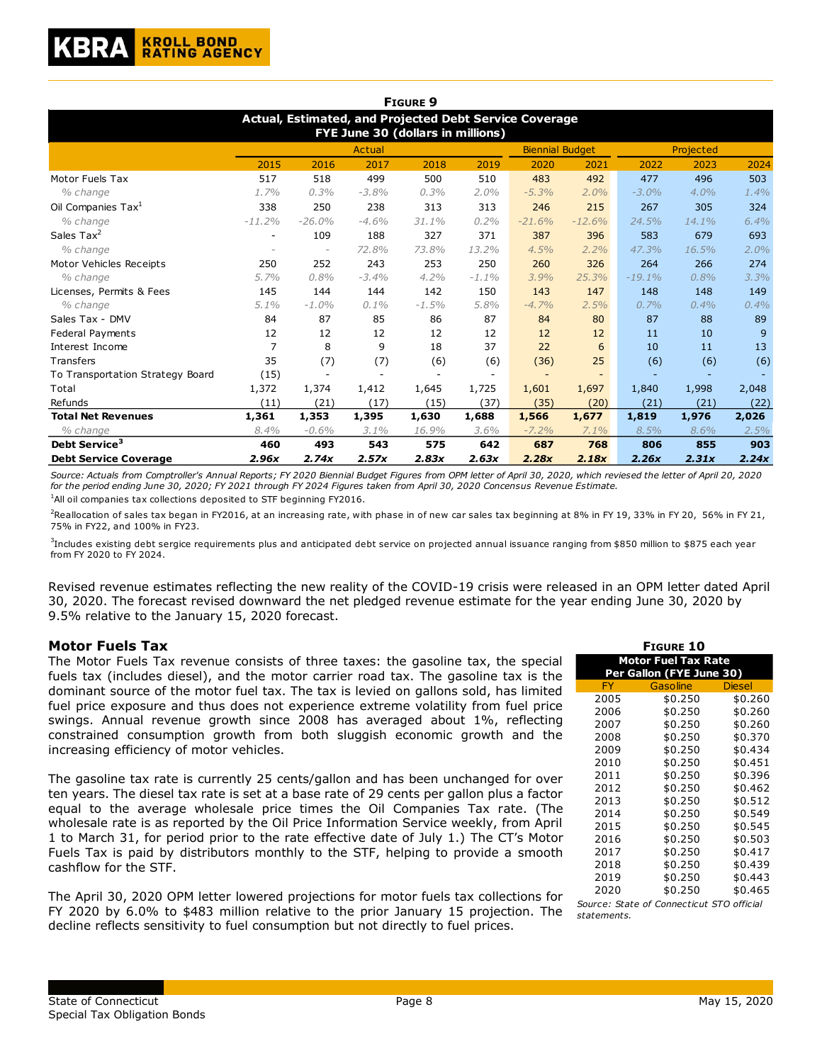**FIGURE 9**

**Actual, Estimated, and Projected Debt Service Coverage FYE June 30 (dollars in millions)**

| | Actual | | | | | Biennial Budget | | Projected | | |
|---|---|---|---|---|---|---|---|---|---|---|
| | 2015 | 2016 | 2017 | 2018 | 2019 | 2020 | 2021 | 2022 | 2023 | 2024 |
| Motor Fuels Tax | 517 | 518 | 499 | 500 | 510 | 483 | 492 | 477 | 496 | 503 |
| *% change* | *1.7%* | *0.3%* | *-3.8%* | *0.3%* | *2.0%* | *-5.3%* | *2.0%* | *-3.0%* | *4.0%* | *1.4%* |
| Oil Companies Tax[1] | 338 | 250 | 238 | 313 | 313 | 246 | 215 | 267 | 305 | 324 |
| *% change* | *-11.2%* | *-26.0%* | *-4.6%* | *31.1%* | *0.2%* | *-21.6%* | *-12.6%* | *24.5%* | *14.1%* | *6.4%* |
| Sales Tax[2] | - | 109 | 188 | 327 | 371 | 387 | 396 | 583 | 679 | 693 |
| *% change* | - | - | *72.8%* | *73.8%* | *13.2%* | *4.5%* | *2.2%* | *47.3%* | *16.5%* | *2.0%* |
| Motor Vehicles Receipts | 250 | 252 | 243 | 253 | 250 | 260 | 326 | 264 | 266 | 274 |
| *% change* | *5.7%* | *0.8%* | *-3.4%* | *4.2%* | *-1.1%* | *3.9%* | *25.3%* | *-19.1%* | *0.8%* | *3.3%* |
| Licenses, Permits & Fees | 145 | 144 | 144 | 142 | 150 | 143 | 147 | 148 | 148 | 149 |
| *% change* | *5.1%* | *-1.0%* | *0.1%* | *-1.5%* | *5.8%* | *-4.7%* | *2.5%* | *0.7%* | *0.4%* | *0.4%* |
| Sales Tax - DMV | 84 | 87 | 85 | 86 | 87 | 84 | 80 | 87 | 88 | 89 |
| Federal Payments | 12 | 12 | 12 | 12 | 12 | 12 | 12 | 11 | 10 | 9 |
| Interest Income | 7 | 8 | 9 | 18 | 37 | 22 | 6 | 10 | 11 | 13 |
| Transfers | 35 | (7) | (7) | (6) | (6) | (36) | 25 | (6) | (6) | (6) |
| To Transportation Strategy Board | (15) | - | - | - | - | - | - | - | - | - |
| Total | 1,372 | 1,374 | 1,412 | 1,645 | 1,725 | 1,601 | 1,697 | 1,840 | 1,998 | 2,048 |
| Refunds | (11) | (21) | (17) | (15) | (37) | (35) | (20) | (21) | (21) | (22) |
| **Total Net Revenues** | **1,361** | **1,353** | **1,395** | **1,630** | **1,688** | **1,566** | **1,677** | **1,819** | **1,976** | **2,026** |
| *% change* | *8.4%* | *-0.6%* | *3.1%* | *16.9%* | *3.6%* | *-7.2%* | *7.1%* | *8.5%* | *8.6%* | *2.5%* |
| **Debt Service[3]** | **460** | **493** | **543** | **575** | **642** | **687** | **768** | **806** | **855** | **903** |
| **Debt Service Coverage** | ***2.96x*** | ***2.74x*** | ***2.57x*** | ***2.83x*** | ***2.63x*** | ***2.28x*** | ***2.18x*** | ***2.26x*** | ***2.31x*** | ***2.24x*** |

*Source: Actuals from Comptroller's Annual Reports; FY 2020 Biennial Budget Figures from OPM letter of April 30, 2020, which reviesed the letter of April 20, 2020 for the period ending June 30, 2020; FY 2021 through FY 2024 Figures taken from April 30, 2020 Concensus Revenue Estimate.*

[1]All oil companies tax collections deposited to STF beginning FY2016.

[2]Reallocation of sales tax began in FY2016, at an increasing rate, with phase in of new car sales tax beginning at 8% in FY 19, 33% in FY 20, 56% in FY 21, 75% in FY22, and 100% in FY23.

[3]Includes existing debt sergice requirements plus and anticipated debt service on projected annual issuance ranging from $850 million to $875 each year from FY 2020 to FY 2024.

Revised revenue estimates reflecting the new reality of the COVID-19 crisis were released in an OPM letter dated April 30, 2020. The forecast revised downward the net pledged revenue estimate for the year ending June 30, 2020 by 9.5% relative to the January 15, 2020 forecast.

## Motor Fuels Tax

The Motor Fuels Tax revenue consists of three taxes: the gasoline tax, the special fuels tax (includes diesel), and the motor carrier road tax. The gasoline tax is the dominant source of the motor fuel tax. The tax is levied on gallons sold, has limited fuel price exposure and thus does not experience extreme volatility from fuel price swings. Annual revenue growth since 2008 has averaged about 1%, reflecting constrained consumption growth from both sluggish economic growth and the increasing efficiency of motor vehicles.

The gasoline tax rate is currently 25 cents/gallon and has been unchanged for over ten years. The diesel tax rate is set at a base rate of 29 cents per gallon plus a factor equal to the average wholesale price times the Oil Companies Tax rate. (The wholesale rate is as reported by the Oil Price Information Service weekly, from April 1 to March 31, for period prior to the rate effective date of July 1.) The CT's Motor Fuels Tax is paid by distributors monthly to the STF, helping to provide a smooth cashflow for the STF.

The April 30, 2020 OPM letter lowered projections for motor fuels tax collections for FY 2020 by 6.0% to $483 million relative to the prior January 15 projection. The decline reflects sensitivity to fuel consumption but not directly to fuel prices.

**FIGURE 10**

**Motor Fuel Tax Rate Per Gallon (FYE June 30)**

| FY | Gasoline | Diesel |
|---|---|---|
| 2005 | $0.250 | $0.260 |
| 2006 | $0.250 | $0.260 |
| 2007 | $0.250 | $0.260 |
| 2008 | $0.250 | $0.370 |
| 2009 | $0.250 | $0.434 |
| 2010 | $0.250 | $0.451 |
| 2011 | $0.250 | $0.396 |
| 2012 | $0.250 | $0.462 |
| 2013 | $0.250 | $0.512 |
| 2014 | $0.250 | $0.549 |
| 2015 | $0.250 | $0.545 |
| 2016 | $0.250 | $0.503 |
| 2017 | $0.250 | $0.417 |
| 2018 | $0.250 | $0.439 |
| 2019 | $0.250 | $0.443 |
| 2020 | $0.250 | $0.465 |

*Source: State of Connecticut STO official statements.*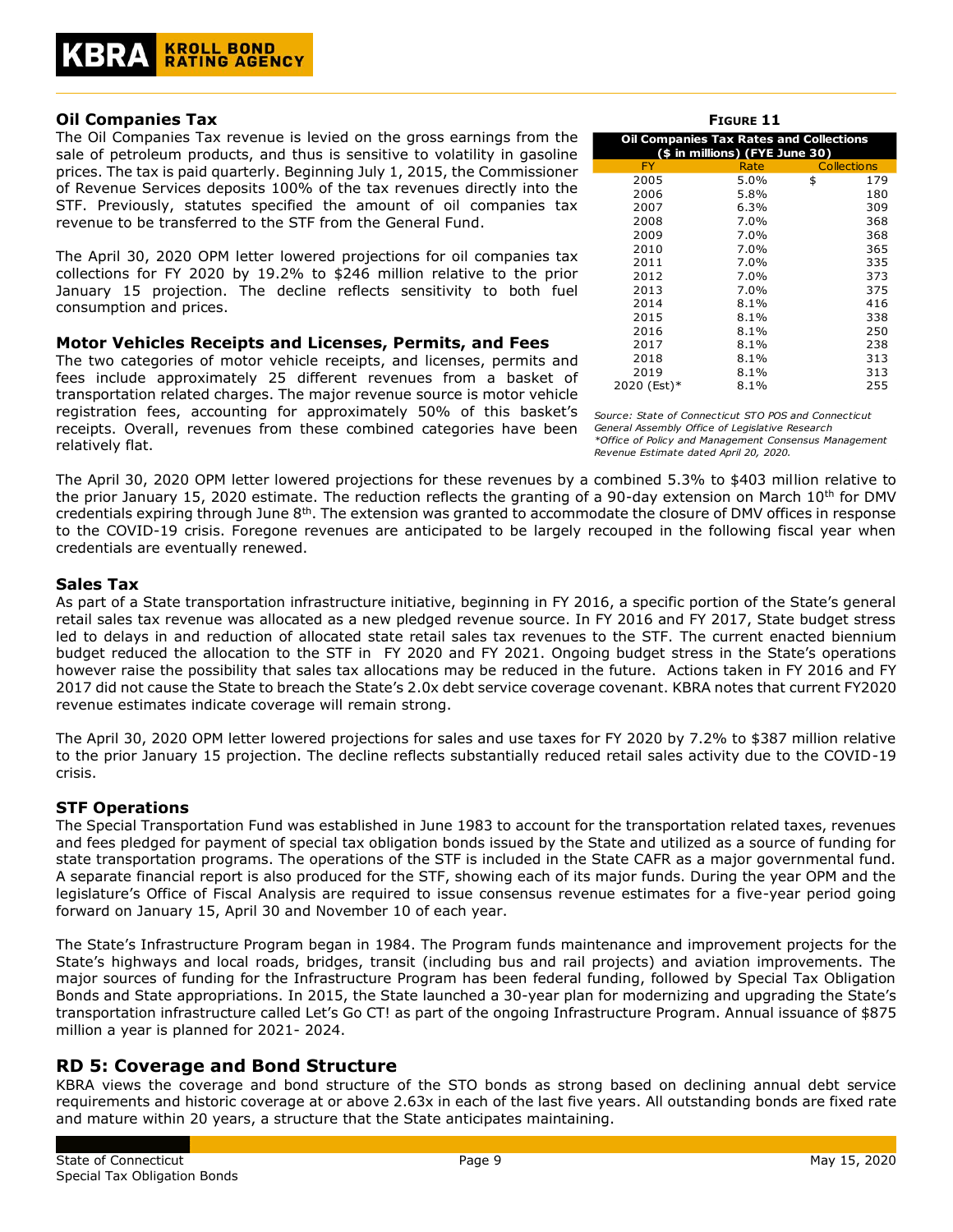## Oil Companies Tax

The Oil Companies Tax revenue is levied on the gross earnings from the sale of petroleum products, and thus is sensitive to volatility in gasoline prices. The tax is paid quarterly. Beginning July 1, 2015, the Commissioner of Revenue Services deposits 100% of the tax revenues directly into the STF. Previously, statutes specified the amount of oil companies tax revenue to be transferred to the STF from the General Fund.

The April 30, 2020 OPM letter lowered projections for oil companies tax collections for FY 2020 by 19.2% to $246 million relative to the prior January 15 projection. The decline reflects sensitivity to both fuel consumption and prices.

**FIGURE 11**

| Oil Companies Tax Rates and Collections ($ in millions) (FYE June 30) | | |
|---|---|---|
| FY | Rate | Collections |
| 2005 | 5.0% | $ 179 |
| 2006 | 5.8% | 180 |
| 2007 | 6.3% | 309 |
| 2008 | 7.0% | 368 |
| 2009 | 7.0% | 368 |
| 2010 | 7.0% | 365 |
| 2011 | 7.0% | 335 |
| 2012 | 7.0% | 373 |
| 2013 | 7.0% | 375 |
| 2014 | 8.1% | 416 |
| 2015 | 8.1% | 338 |
| 2016 | 8.1% | 250 |
| 2017 | 8.1% | 238 |
| 2018 | 8.1% | 313 |
| 2019 | 8.1% | 313 |
| 2020 (Est)* | 8.1% | 255 |

*Source: State of Connecticut STO POS and Connecticut General Assembly Office of Legislative Research*
*\*Office of Policy and Management Consensus Management Revenue Estimate dated April 20, 2020.*

## Motor Vehicles Receipts and Licenses, Permits, and Fees

The two categories of motor vehicle receipts, and licenses, permits and fees include approximately 25 different revenues from a basket of transportation related charges. The major revenue source is motor vehicle registration fees, accounting for approximately 50% of this basket's receipts. Overall, revenues from these combined categories have been relatively flat.

The April 30, 2020 OPM letter lowered projections for these revenues by a combined 5.3% to $403 million relative to the prior January 15, 2020 estimate. The reduction reflects the granting of a 90-day extension on March 10th for DMV credentials expiring through June 8th. The extension was granted to accommodate the closure of DMV offices in response to the COVID-19 crisis. Foregone revenues are anticipated to be largely recouped in the following fiscal year when credentials are eventually renewed.

## Sales Tax

As part of a State transportation infrastructure initiative, beginning in FY 2016, a specific portion of the State's general retail sales tax revenue was allocated as a new pledged revenue source. In FY 2016 and FY 2017, State budget stress led to delays in and reduction of allocated state retail sales tax revenues to the STF. The current enacted biennium budget reduced the allocation to the STF in FY 2020 and FY 2021. Ongoing budget stress in the State's operations however raise the possibility that sales tax allocations may be reduced in the future. Actions taken in FY 2016 and FY 2017 did not cause the State to breach the State's 2.0x debt service coverage covenant. KBRA notes that current FY2020 revenue estimates indicate coverage will remain strong.

The April 30, 2020 OPM letter lowered projections for sales and use taxes for FY 2020 by 7.2% to $387 million relative to the prior January 15 projection. The decline reflects substantially reduced retail sales activity due to the COVID-19 crisis.

## STF Operations

The Special Transportation Fund was established in June 1983 to account for the transportation related taxes, revenues and fees pledged for payment of special tax obligation bonds issued by the State and utilized as a source of funding for state transportation programs. The operations of the STF is included in the State CAFR as a major governmental fund. A separate financial report is also produced for the STF, showing each of its major funds. During the year OPM and the legislature's Office of Fiscal Analysis are required to issue consensus revenue estimates for a five-year period going forward on January 15, April 30 and November 10 of each year.

The State's Infrastructure Program began in 1984. The Program funds maintenance and improvement projects for the State's highways and local roads, bridges, transit (including bus and rail projects) and aviation improvements. The major sources of funding for the Infrastructure Program has been federal funding, followed by Special Tax Obligation Bonds and State appropriations. In 2015, the State launched a 30-year plan for modernizing and upgrading the State's transportation infrastructure called Let's Go CT! as part of the ongoing Infrastructure Program. Annual issuance of $875 million a year is planned for 2021- 2024.

## RD 5: Coverage and Bond Structure

KBRA views the coverage and bond structure of the STO bonds as strong based on declining annual debt service requirements and historic coverage at or above 2.63x in each of the last five years. All outstanding bonds are fixed rate and mature within 20 years, a structure that the State anticipates maintaining.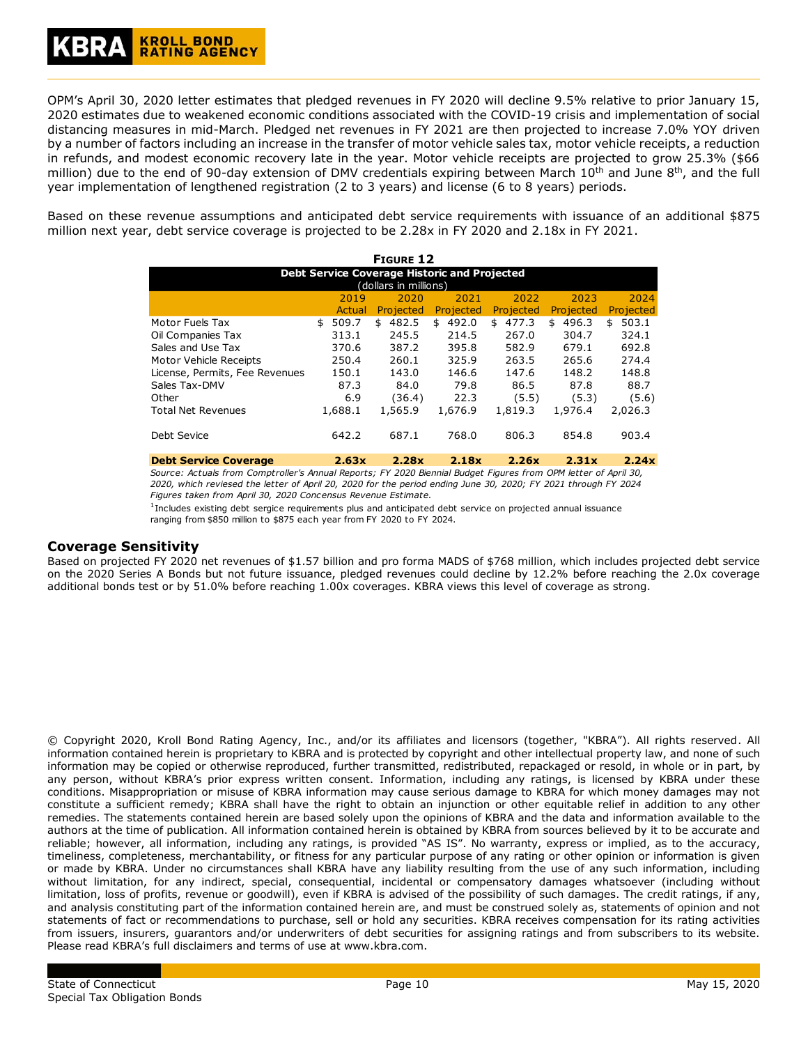OPM's April 30, 2020 letter estimates that pledged revenues in FY 2020 will decline 9.5% relative to prior January 15, 2020 estimates due to weakened economic conditions associated with the COVID-19 crisis and implementation of social distancing measures in mid-March. Pledged net revenues in FY 2021 are then projected to increase 7.0% YOY driven by a number of factors including an increase in the transfer of motor vehicle sales tax, motor vehicle receipts, a reduction in refunds, and modest economic recovery late in the year. Motor vehicle receipts are projected to grow 25.3% ($66 million) due to the end of 90-day extension of DMV credentials expiring between March 10th and June 8th, and the full year implementation of lengthened registration (2 to 3 years) and license (6 to 8 years) periods.

Based on these revenue assumptions and anticipated debt service requirements with issuance of an additional $875 million next year, debt service coverage is projected to be 2.28x in FY 2020 and 2.18x in FY 2021.

**FIGURE 12**

**Debt Service Coverage Historic and Projected**
(dollars in millions)

| | 2019 Actual | 2020 Projected | 2021 Projected | 2022 Projected | 2023 Projected | 2024 Projected |
|---|---|---|---|---|---|---|
| Motor Fuels Tax | $ 509.7 | $ 482.5 | $ 492.0 | $ 477.3 | $ 496.3 | $ 503.1 |
| Oil Companies Tax | 313.1 | 245.5 | 214.5 | 267.0 | 304.7 | 324.1 |
| Sales and Use Tax | 370.6 | 387.2 | 395.8 | 582.9 | 679.1 | 692.8 |
| Motor Vehicle Receipts | 250.4 | 260.1 | 325.9 | 263.5 | 265.6 | 274.4 |
| License, Permits, Fee Revenues | 150.1 | 143.0 | 146.6 | 147.6 | 148.2 | 148.8 |
| Sales Tax-DMV | 87.3 | 84.0 | 79.8 | 86.5 | 87.8 | 88.7 |
| Other | 6.9 | (36.4) | 22.3 | (5.5) | (5.3) | (5.6) |
| Total Net Revenues | 1,688.1 | 1,565.9 | 1,676.9 | 1,819.3 | 1,976.4 | 2,026.3 |
| Debt Sevice | 642.2 | 687.1 | 768.0 | 806.3 | 854.8 | 903.4 |
| **Debt Service Coverage** | **2.63x** | **2.28x** | **2.18x** | **2.26x** | **2.31x** | **2.24x** |

*Source: Actuals from Comptroller's Annual Reports; FY 2020 Biennial Budget Figures from OPM letter of April 30, 2020, which reviesed the letter of April 20, 2020 for the period ending June 30, 2020; FY 2021 through FY 2024 Figures taken from April 30, 2020 Concensus Revenue Estimate.*

[1] Includes existing debt sergice requirements plus and anticipated debt service on projected annual issuance ranging from $850 million to $875 each year from FY 2020 to FY 2024.

## Coverage Sensitivity

Based on projected FY 2020 net revenues of $1.57 billion and pro forma MADS of $768 million, which includes projected debt service on the 2020 Series A Bonds but not future issuance, pledged revenues could decline by 12.2% before reaching the 2.0x coverage additional bonds test or by 51.0% before reaching 1.00x coverages. KBRA views this level of coverage as strong.

© Copyright 2020, Kroll Bond Rating Agency, Inc., and/or its affiliates and licensors (together, "KBRA"). All rights reserved. All information contained herein is proprietary to KBRA and is protected by copyright and other intellectual property law, and none of such information may be copied or otherwise reproduced, further transmitted, redistributed, repackaged or resold, in whole or in part, by any person, without KBRA's prior express written consent. Information, including any ratings, is licensed by KBRA under these conditions. Misappropriation or misuse of KBRA information may cause serious damage to KBRA for which money damages may not constitute a sufficient remedy; KBRA shall have the right to obtain an injunction or other equitable relief in addition to any other remedies. The statements contained herein are based solely upon the opinions of KBRA and the data and information available to the authors at the time of publication. All information contained herein is obtained by KBRA from sources believed by it to be accurate and reliable; however, all information, including any ratings, is provided "AS IS". No warranty, express or implied, as to the accuracy, timeliness, completeness, merchantability, or fitness for any particular purpose of any rating or other opinion or information is given or made by KBRA. Under no circumstances shall KBRA have any liability resulting from the use of any such information, including without limitation, for any indirect, special, consequential, incidental or compensatory damages whatsoever (including without limitation, loss of profits, revenue or goodwill), even if KBRA is advised of the possibility of such damages. The credit ratings, if any, and analysis constituting part of the information contained herein are, and must be construed solely as, statements of opinion and not statements of fact or recommendations to purchase, sell or hold any securities. KBRA receives compensation for its rating activities from issuers, insurers, guarantors and/or underwriters of debt securities for assigning ratings and from subscribers to its website. Please read KBRA's full disclaimers and terms of use at www.kbra.com.